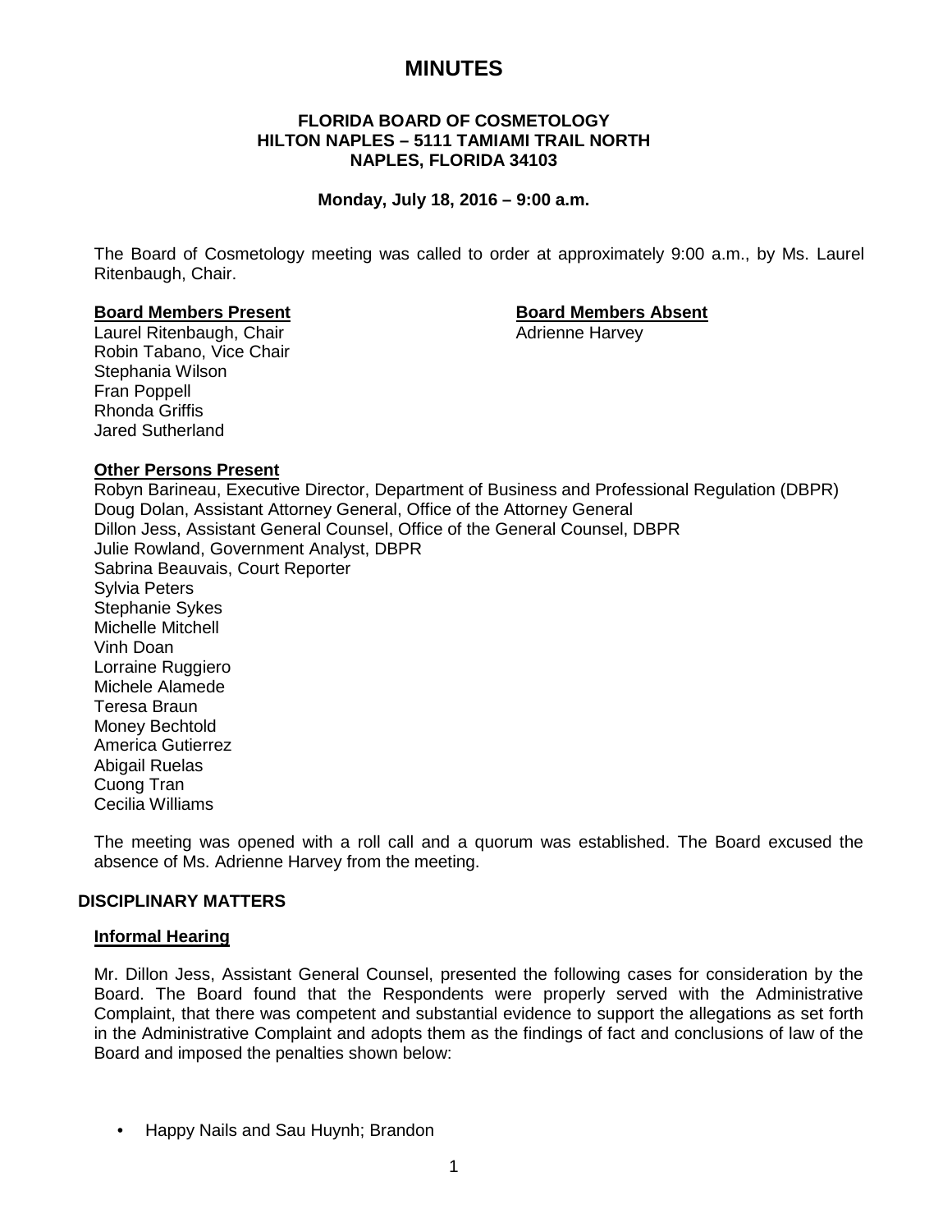# MINUTES

**FLORIDA BOARD OF COSMETOLOGY**
**HILTON NAPLES – 5111 TAMIAMI TRAIL NORTH**
**NAPLES, FLORIDA 34103**

**Monday, July 18, 2016 – 9:00 a.m.**

The Board of Cosmetology meeting was called to order at approximately 9:00 a.m., by Ms. Laurel Ritenbaugh, Chair.

**Board Members Present**

Laurel Ritenbaugh, Chair
Robin Tabano, Vice Chair
Stephania Wilson
Fran Poppell
Rhonda Griffis
Jared Sutherland

**Board Members Absent**

Adrienne Harvey

**Other Persons Present**

Robyn Barineau, Executive Director, Department of Business and Professional Regulation (DBPR)
Doug Dolan, Assistant Attorney General, Office of the Attorney General
Dillon Jess, Assistant General Counsel, Office of the General Counsel, DBPR
Julie Rowland, Government Analyst, DBPR
Sabrina Beauvais, Court Reporter
Sylvia Peters
Stephanie Sykes
Michelle Mitchell
Vinh Doan
Lorraine Ruggiero
Michele Alamede
Teresa Braun
Money Bechtold
America Gutierrez
Abigail Ruelas
Cuong Tran
Cecilia Williams

The meeting was opened with a roll call and a quorum was established. The Board excused the absence of Ms. Adrienne Harvey from the meeting.

## DISCIPLINARY MATTERS

**Informal Hearing**

Mr. Dillon Jess, Assistant General Counsel, presented the following cases for consideration by the Board. The Board found that the Respondents were properly served with the Administrative Complaint, that there was competent and substantial evidence to support the allegations as set forth in the Administrative Complaint and adopts them as the findings of fact and conclusions of law of the Board and imposed the penalties shown below:

- Happy Nails and Sau Huynh; Brandon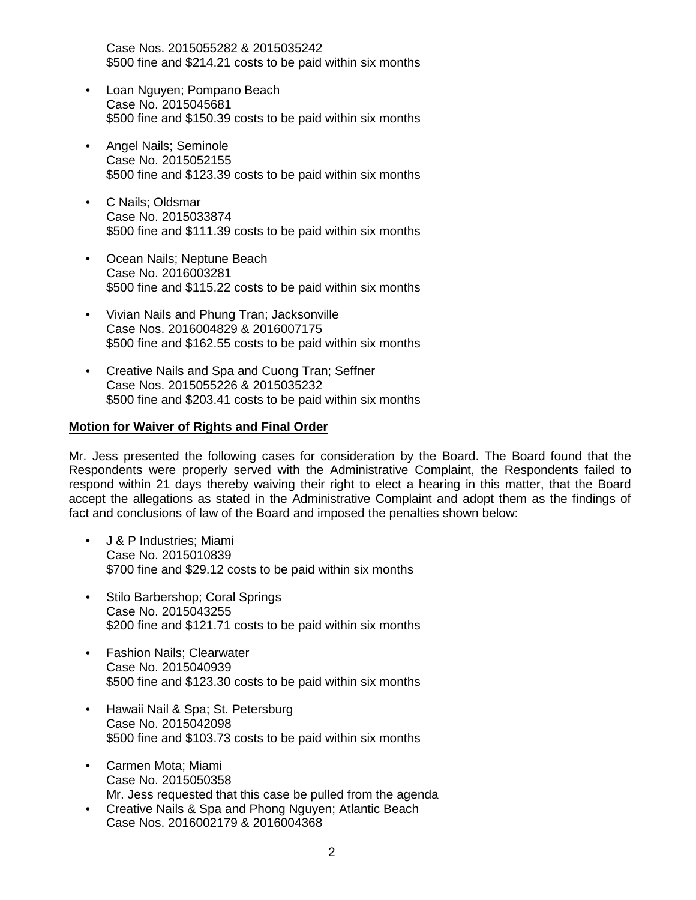Case Nos. 2015055282 & 2015035242
$500 fine and $214.21 costs to be paid within six months

- Loan Nguyen; Pompano Beach
  Case No. 2015045681
  $500 fine and $150.39 costs to be paid within six months

- Angel Nails; Seminole
  Case No. 2015052155
  $500 fine and $123.39 costs to be paid within six months

- C Nails; Oldsmar
  Case No. 2015033874
  $500 fine and $111.39 costs to be paid within six months

- Ocean Nails; Neptune Beach
  Case No. 2016003281
  $500 fine and $115.22 costs to be paid within six months

- Vivian Nails and Phung Tran; Jacksonville
  Case Nos. 2016004829 & 2016007175
  $500 fine and $162.55 costs to be paid within six months

- Creative Nails and Spa and Cuong Tran; Seffner
  Case Nos. 2015055226 & 2015035232
  $500 fine and $203.41 costs to be paid within six months

**Motion for Waiver of Rights and Final Order**

Mr. Jess presented the following cases for consideration by the Board. The Board found that the Respondents were properly served with the Administrative Complaint, the Respondents failed to respond within 21 days thereby waiving their right to elect a hearing in this matter, that the Board accept the allegations as stated in the Administrative Complaint and adopt them as the findings of fact and conclusions of law of the Board and imposed the penalties shown below:

- J & P Industries; Miami
  Case No. 2015010839
  $700 fine and $29.12 costs to be paid within six months

- Stilo Barbershop; Coral Springs
  Case No. 2015043255
  $200 fine and $121.71 costs to be paid within six months

- Fashion Nails; Clearwater
  Case No. 2015040939
  $500 fine and $123.30 costs to be paid within six months

- Hawaii Nail & Spa; St. Petersburg
  Case No. 2015042098
  $500 fine and $103.73 costs to be paid within six months

- Carmen Mota; Miami
  Case No. 2015050358
  Mr. Jess requested that this case be pulled from the agenda
- Creative Nails & Spa and Phong Nguyen; Atlantic Beach
  Case Nos. 2016002179 & 2016004368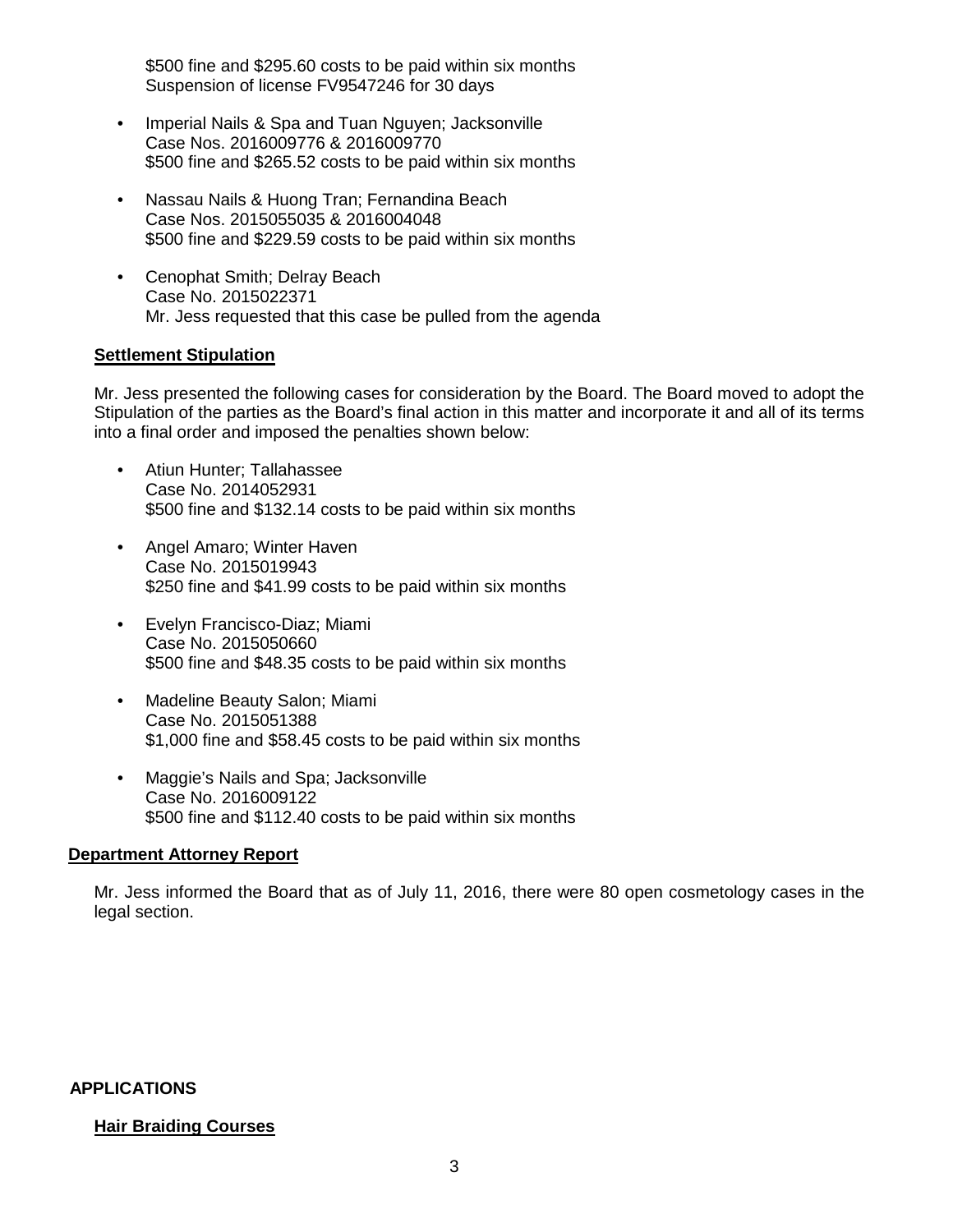$500 fine and $295.60 costs to be paid within six months
Suspension of license FV9547246 for 30 days

- Imperial Nails & Spa and Tuan Nguyen; Jacksonville
  Case Nos. 2016009776 & 2016009770
  $500 fine and $265.52 costs to be paid within six months

- Nassau Nails & Huong Tran; Fernandina Beach
  Case Nos. 2015055035 & 2016004048
  $500 fine and $229.59 costs to be paid within six months

- Cenophat Smith; Delray Beach
  Case No. 2015022371
  Mr. Jess requested that this case be pulled from the agenda

**Settlement Stipulation**

Mr. Jess presented the following cases for consideration by the Board. The Board moved to adopt the Stipulation of the parties as the Board's final action in this matter and incorporate it and all of its terms into a final order and imposed the penalties shown below:

- Atiun Hunter; Tallahassee
  Case No. 2014052931
  $500 fine and $132.14 costs to be paid within six months

- Angel Amaro; Winter Haven
  Case No. 2015019943
  $250 fine and $41.99 costs to be paid within six months

- Evelyn Francisco-Diaz; Miami
  Case No. 2015050660
  $500 fine and $48.35 costs to be paid within six months

- Madeline Beauty Salon; Miami
  Case No. 2015051388
  $1,000 fine and $58.45 costs to be paid within six months

- Maggie's Nails and Spa; Jacksonville
  Case No. 2016009122
  $500 fine and $112.40 costs to be paid within six months

**Department Attorney Report**

Mr. Jess informed the Board that as of July 11, 2016, there were 80 open cosmetology cases in the legal section.

## APPLICATIONS

**Hair Braiding Courses**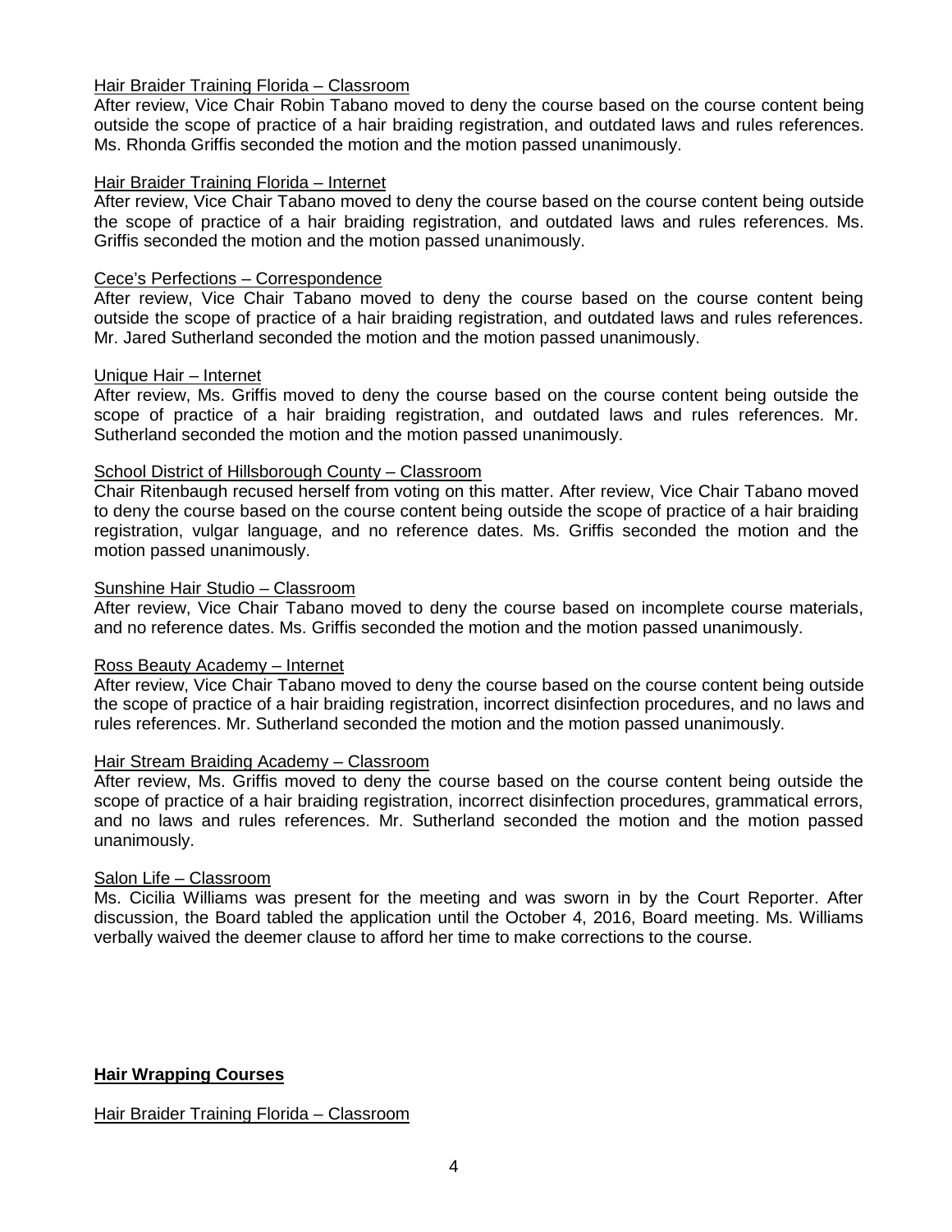Hair Braider Training Florida – Classroom

After review, Vice Chair Robin Tabano moved to deny the course based on the course content being outside the scope of practice of a hair braiding registration, and outdated laws and rules references. Ms. Rhonda Griffis seconded the motion and the motion passed unanimously.

Hair Braider Training Florida – Internet

After review, Vice Chair Tabano moved to deny the course based on the course content being outside the scope of practice of a hair braiding registration, and outdated laws and rules references. Ms. Griffis seconded the motion and the motion passed unanimously.

Cece's Perfections – Correspondence

After review, Vice Chair Tabano moved to deny the course based on the course content being outside the scope of practice of a hair braiding registration, and outdated laws and rules references. Mr. Jared Sutherland seconded the motion and the motion passed unanimously.

Unique Hair – Internet

After review, Ms. Griffis moved to deny the course based on the course content being outside the scope of practice of a hair braiding registration, and outdated laws and rules references. Mr. Sutherland seconded the motion and the motion passed unanimously.

School District of Hillsborough County – Classroom

Chair Ritenbaugh recused herself from voting on this matter. After review, Vice Chair Tabano moved to deny the course based on the course content being outside the scope of practice of a hair braiding registration, vulgar language, and no reference dates. Ms. Griffis seconded the motion and the motion passed unanimously.

Sunshine Hair Studio – Classroom

After review, Vice Chair Tabano moved to deny the course based on incomplete course materials, and no reference dates. Ms. Griffis seconded the motion and the motion passed unanimously.

Ross Beauty Academy – Internet

After review, Vice Chair Tabano moved to deny the course based on the course content being outside the scope of practice of a hair braiding registration, incorrect disinfection procedures, and no laws and rules references. Mr. Sutherland seconded the motion and the motion passed unanimously.

Hair Stream Braiding Academy – Classroom

After review, Ms. Griffis moved to deny the course based on the course content being outside the scope of practice of a hair braiding registration, incorrect disinfection procedures, grammatical errors, and no laws and rules references. Mr. Sutherland seconded the motion and the motion passed unanimously.

Salon Life – Classroom

Ms. Cicilia Williams was present for the meeting and was sworn in by the Court Reporter. After discussion, the Board tabled the application until the October 4, 2016, Board meeting. Ms. Williams verbally waived the deemer clause to afford her time to make corrections to the course.

**Hair Wrapping Courses**

Hair Braider Training Florida – Classroom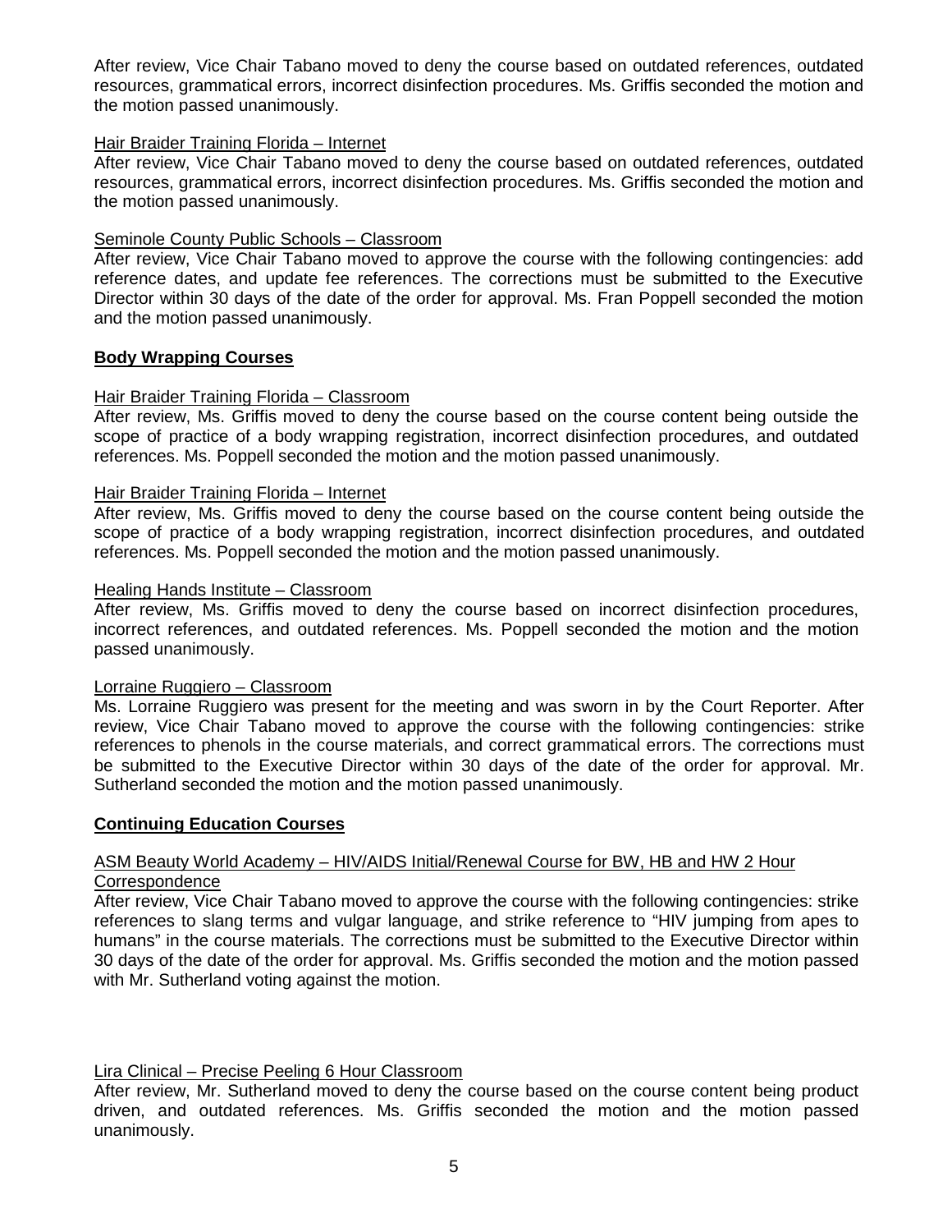After review, Vice Chair Tabano moved to deny the course based on outdated references, outdated resources, grammatical errors, incorrect disinfection procedures. Ms. Griffis seconded the motion and the motion passed unanimously.

Hair Braider Training Florida – Internet

After review, Vice Chair Tabano moved to deny the course based on outdated references, outdated resources, grammatical errors, incorrect disinfection procedures. Ms. Griffis seconded the motion and the motion passed unanimously.

Seminole County Public Schools – Classroom

After review, Vice Chair Tabano moved to approve the course with the following contingencies: add reference dates, and update fee references. The corrections must be submitted to the Executive Director within 30 days of the date of the order for approval. Ms. Fran Poppell seconded the motion and the motion passed unanimously.

**Body Wrapping Courses**

Hair Braider Training Florida – Classroom

After review, Ms. Griffis moved to deny the course based on the course content being outside the scope of practice of a body wrapping registration, incorrect disinfection procedures, and outdated references. Ms. Poppell seconded the motion and the motion passed unanimously.

Hair Braider Training Florida – Internet

After review, Ms. Griffis moved to deny the course based on the course content being outside the scope of practice of a body wrapping registration, incorrect disinfection procedures, and outdated references. Ms. Poppell seconded the motion and the motion passed unanimously.

Healing Hands Institute – Classroom

After review, Ms. Griffis moved to deny the course based on incorrect disinfection procedures, incorrect references, and outdated references. Ms. Poppell seconded the motion and the motion passed unanimously.

Lorraine Ruggiero – Classroom

Ms. Lorraine Ruggiero was present for the meeting and was sworn in by the Court Reporter. After review, Vice Chair Tabano moved to approve the course with the following contingencies: strike references to phenols in the course materials, and correct grammatical errors. The corrections must be submitted to the Executive Director within 30 days of the date of the order for approval. Mr. Sutherland seconded the motion and the motion passed unanimously.

**Continuing Education Courses**

ASM Beauty World Academy – HIV/AIDS Initial/Renewal Course for BW, HB and HW 2 Hour Correspondence

After review, Vice Chair Tabano moved to approve the course with the following contingencies: strike references to slang terms and vulgar language, and strike reference to "HIV jumping from apes to humans" in the course materials. The corrections must be submitted to the Executive Director within 30 days of the date of the order for approval. Ms. Griffis seconded the motion and the motion passed with Mr. Sutherland voting against the motion.

Lira Clinical – Precise Peeling 6 Hour Classroom

After review, Mr. Sutherland moved to deny the course based on the course content being product driven, and outdated references. Ms. Griffis seconded the motion and the motion passed unanimously.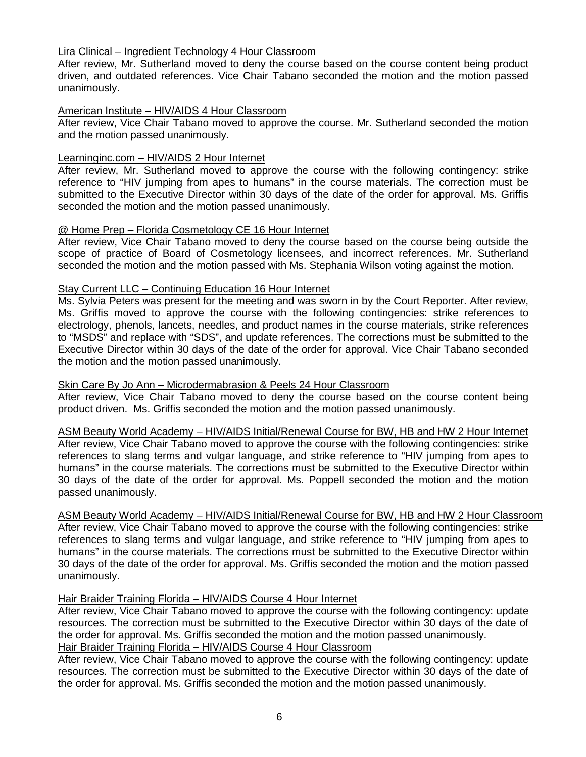<u>Lira Clinical – Ingredient Technology 4 Hour Classroom</u>

After review, Mr. Sutherland moved to deny the course based on the course content being product driven, and outdated references. Vice Chair Tabano seconded the motion and the motion passed unanimously.

<u>American Institute – HIV/AIDS 4 Hour Classroom</u>

After review, Vice Chair Tabano moved to approve the course. Mr. Sutherland seconded the motion and the motion passed unanimously.

<u>Learninginc.com – HIV/AIDS 2 Hour Internet</u>

After review, Mr. Sutherland moved to approve the course with the following contingency: strike reference to "HIV jumping from apes to humans" in the course materials. The correction must be submitted to the Executive Director within 30 days of the date of the order for approval. Ms. Griffis seconded the motion and the motion passed unanimously.

<u>@ Home Prep – Florida Cosmetology CE 16 Hour Internet</u>

After review, Vice Chair Tabano moved to deny the course based on the course being outside the scope of practice of Board of Cosmetology licensees, and incorrect references. Mr. Sutherland seconded the motion and the motion passed with Ms. Stephania Wilson voting against the motion.

<u>Stay Current LLC – Continuing Education 16 Hour Internet</u>

Ms. Sylvia Peters was present for the meeting and was sworn in by the Court Reporter. After review, Ms. Griffis moved to approve the course with the following contingencies: strike references to electrology, phenols, lancets, needles, and product names in the course materials, strike references to "MSDS" and replace with "SDS", and update references. The corrections must be submitted to the Executive Director within 30 days of the date of the order for approval. Vice Chair Tabano seconded the motion and the motion passed unanimously.

<u>Skin Care By Jo Ann – Microdermabrasion & Peels 24 Hour Classroom</u>

After review, Vice Chair Tabano moved to deny the course based on the course content being product driven. Ms. Griffis seconded the motion and the motion passed unanimously.

<u>ASM Beauty World Academy – HIV/AIDS Initial/Renewal Course for BW, HB and HW 2 Hour Internet</u>

After review, Vice Chair Tabano moved to approve the course with the following contingencies: strike references to slang terms and vulgar language, and strike reference to "HIV jumping from apes to humans" in the course materials. The corrections must be submitted to the Executive Director within 30 days of the date of the order for approval. Ms. Poppell seconded the motion and the motion passed unanimously.

<u>ASM Beauty World Academy – HIV/AIDS Initial/Renewal Course for BW, HB and HW 2 Hour Classroom</u>

After review, Vice Chair Tabano moved to approve the course with the following contingencies: strike references to slang terms and vulgar language, and strike reference to "HIV jumping from apes to humans" in the course materials. The corrections must be submitted to the Executive Director within 30 days of the date of the order for approval. Ms. Griffis seconded the motion and the motion passed unanimously.

<u>Hair Braider Training Florida – HIV/AIDS Course 4 Hour Internet</u>

After review, Vice Chair Tabano moved to approve the course with the following contingency: update resources. The correction must be submitted to the Executive Director within 30 days of the date of the order for approval. Ms. Griffis seconded the motion and the motion passed unanimously.

<u>Hair Braider Training Florida – HIV/AIDS Course 4 Hour Classroom</u>

After review, Vice Chair Tabano moved to approve the course with the following contingency: update resources. The correction must be submitted to the Executive Director within 30 days of the date of the order for approval. Ms. Griffis seconded the motion and the motion passed unanimously.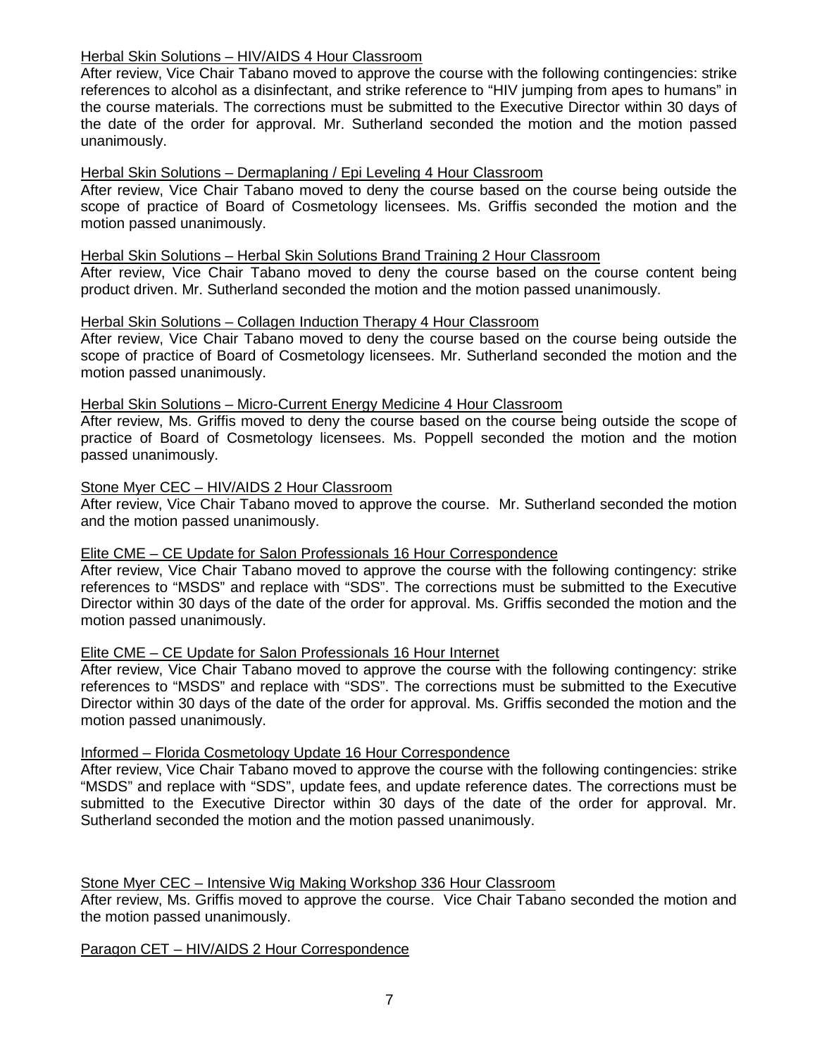Herbal Skin Solutions – HIV/AIDS 4 Hour Classroom

After review, Vice Chair Tabano moved to approve the course with the following contingencies: strike references to alcohol as a disinfectant, and strike reference to "HIV jumping from apes to humans" in the course materials. The corrections must be submitted to the Executive Director within 30 days of the date of the order for approval. Mr. Sutherland seconded the motion and the motion passed unanimously.

Herbal Skin Solutions – Dermaplaning / Epi Leveling 4 Hour Classroom

After review, Vice Chair Tabano moved to deny the course based on the course being outside the scope of practice of Board of Cosmetology licensees. Ms. Griffis seconded the motion and the motion passed unanimously.

Herbal Skin Solutions – Herbal Skin Solutions Brand Training 2 Hour Classroom

After review, Vice Chair Tabano moved to deny the course based on the course content being product driven. Mr. Sutherland seconded the motion and the motion passed unanimously.

Herbal Skin Solutions – Collagen Induction Therapy 4 Hour Classroom

After review, Vice Chair Tabano moved to deny the course based on the course being outside the scope of practice of Board of Cosmetology licensees. Mr. Sutherland seconded the motion and the motion passed unanimously.

Herbal Skin Solutions – Micro-Current Energy Medicine 4 Hour Classroom

After review, Ms. Griffis moved to deny the course based on the course being outside the scope of practice of Board of Cosmetology licensees. Ms. Poppell seconded the motion and the motion passed unanimously.

Stone Myer CEC – HIV/AIDS 2 Hour Classroom

After review, Vice Chair Tabano moved to approve the course. Mr. Sutherland seconded the motion and the motion passed unanimously.

Elite CME – CE Update for Salon Professionals 16 Hour Correspondence

After review, Vice Chair Tabano moved to approve the course with the following contingency: strike references to "MSDS" and replace with "SDS". The corrections must be submitted to the Executive Director within 30 days of the date of the order for approval. Ms. Griffis seconded the motion and the motion passed unanimously.

Elite CME – CE Update for Salon Professionals 16 Hour Internet

After review, Vice Chair Tabano moved to approve the course with the following contingency: strike references to "MSDS" and replace with "SDS". The corrections must be submitted to the Executive Director within 30 days of the date of the order for approval. Ms. Griffis seconded the motion and the motion passed unanimously.

Informed – Florida Cosmetology Update 16 Hour Correspondence

After review, Vice Chair Tabano moved to approve the course with the following contingencies: strike "MSDS" and replace with "SDS", update fees, and update reference dates. The corrections must be submitted to the Executive Director within 30 days of the date of the order for approval. Mr. Sutherland seconded the motion and the motion passed unanimously.

Stone Myer CEC – Intensive Wig Making Workshop 336 Hour Classroom

After review, Ms. Griffis moved to approve the course. Vice Chair Tabano seconded the motion and the motion passed unanimously.

Paragon CET – HIV/AIDS 2 Hour Correspondence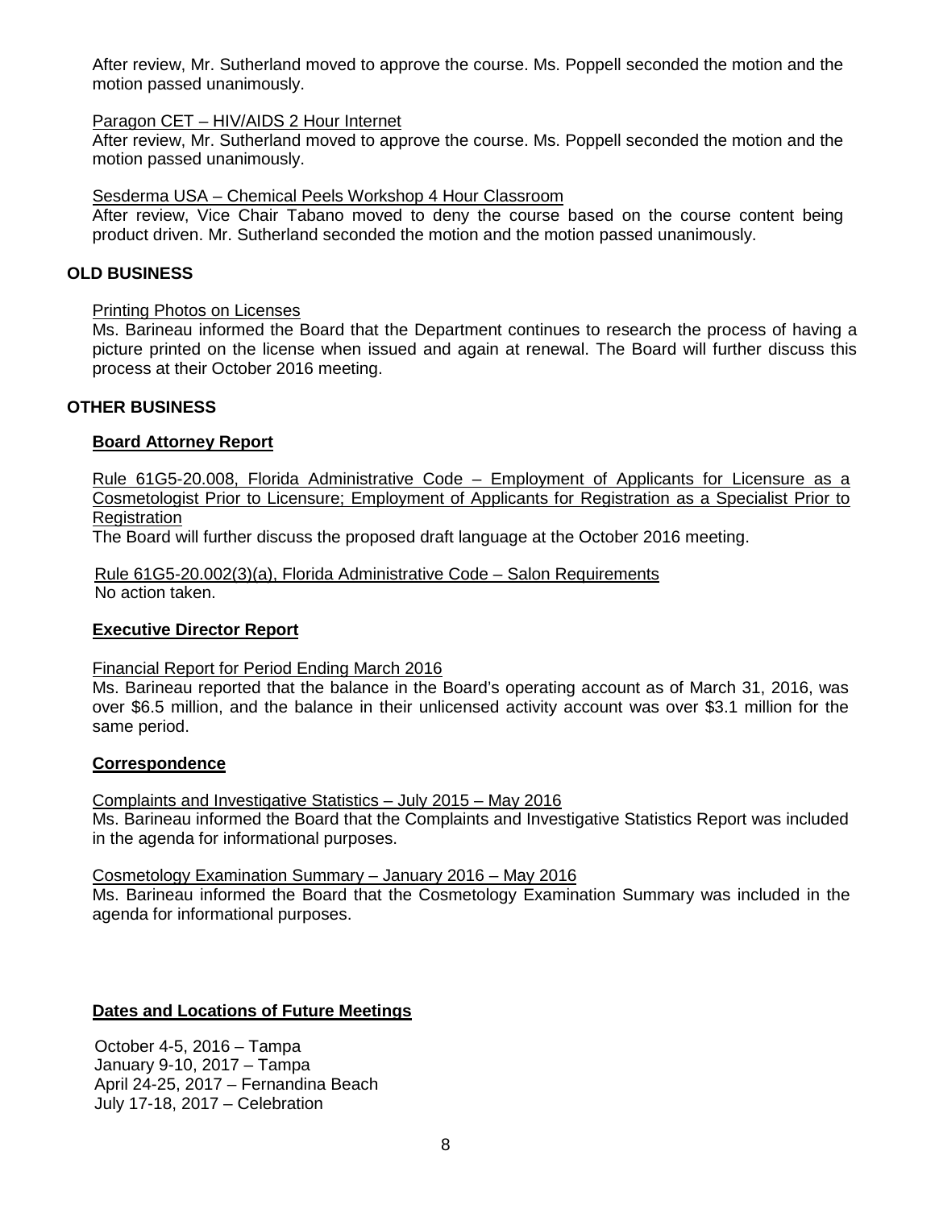After review, Mr. Sutherland moved to approve the course. Ms. Poppell seconded the motion and the motion passed unanimously.

Paragon CET – HIV/AIDS 2 Hour Internet

After review, Mr. Sutherland moved to approve the course. Ms. Poppell seconded the motion and the motion passed unanimously.

Sesderma USA – Chemical Peels Workshop 4 Hour Classroom

After review, Vice Chair Tabano moved to deny the course based on the course content being product driven. Mr. Sutherland seconded the motion and the motion passed unanimously.

## OLD BUSINESS

Printing Photos on Licenses

Ms. Barineau informed the Board that the Department continues to research the process of having a picture printed on the license when issued and again at renewal. The Board will further discuss this process at their October 2016 meeting.

## OTHER BUSINESS

### Board Attorney Report

Rule 61G5-20.008, Florida Administrative Code – Employment of Applicants for Licensure as a Cosmetologist Prior to Licensure; Employment of Applicants for Registration as a Specialist Prior to Registration

The Board will further discuss the proposed draft language at the October 2016 meeting.

Rule 61G5-20.002(3)(a), Florida Administrative Code – Salon Requirements

No action taken.

### Executive Director Report

Financial Report for Period Ending March 2016

Ms. Barineau reported that the balance in the Board's operating account as of March 31, 2016, was over $6.5 million, and the balance in their unlicensed activity account was over $3.1 million for the same period.

### Correspondence

Complaints and Investigative Statistics – July 2015 – May 2016

Ms. Barineau informed the Board that the Complaints and Investigative Statistics Report was included in the agenda for informational purposes.

Cosmetology Examination Summary – January 2016 – May 2016

Ms. Barineau informed the Board that the Cosmetology Examination Summary was included in the agenda for informational purposes.

### Dates and Locations of Future Meetings

October 4-5, 2016 – Tampa
January 9-10, 2017 – Tampa
April 24-25, 2017 – Fernandina Beach
July 17-18, 2017 – Celebration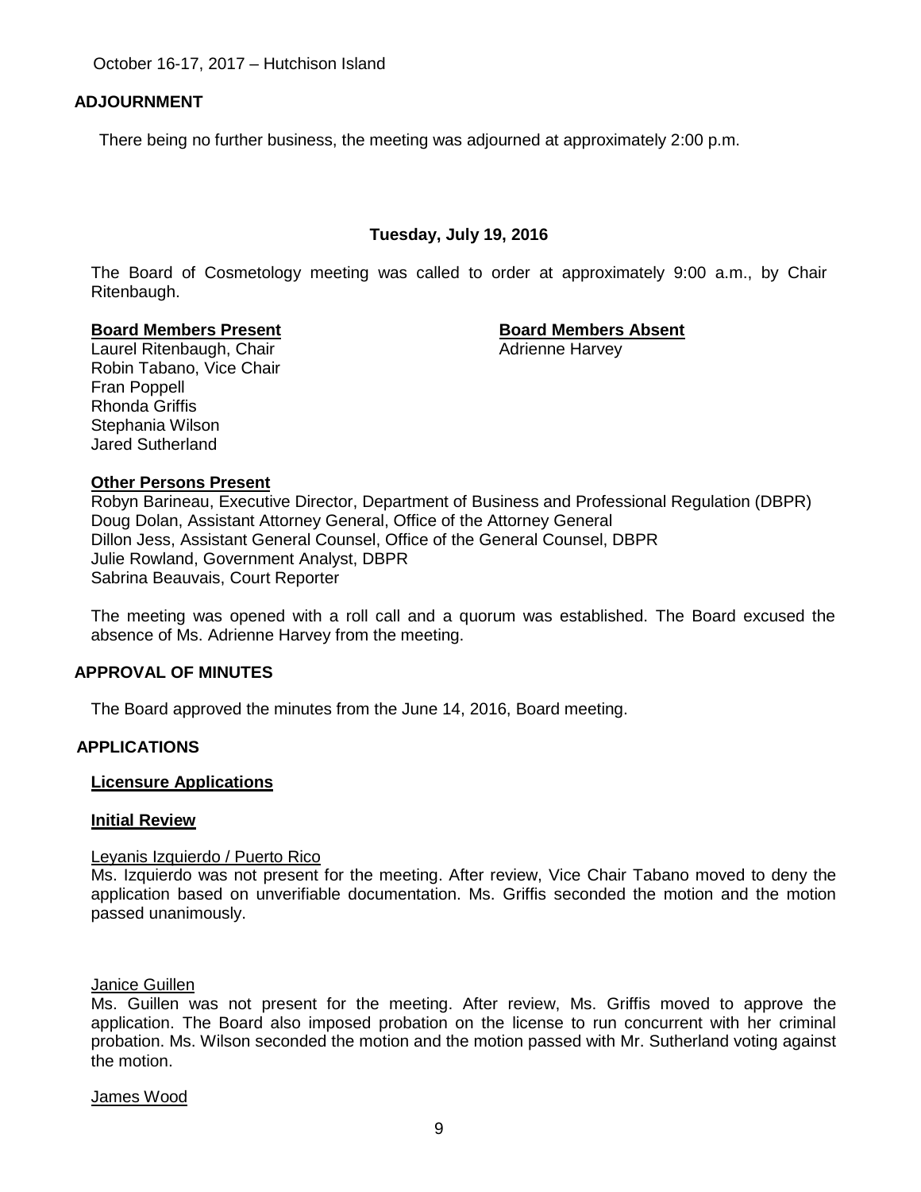October 16-17, 2017 – Hutchison Island

## ADJOURNMENT

There being no further business, the meeting was adjourned at approximately 2:00 p.m.

### Tuesday, July 19, 2016

The Board of Cosmetology meeting was called to order at approximately 9:00 a.m., by Chair Ritenbaugh.

**Board Members Present**
Laurel Ritenbaugh, Chair
Robin Tabano, Vice Chair
Fran Poppell
Rhonda Griffis
Stephania Wilson
Jared Sutherland

**Board Members Absent**
Adrienne Harvey

**Other Persons Present**
Robyn Barineau, Executive Director, Department of Business and Professional Regulation (DBPR)
Doug Dolan, Assistant Attorney General, Office of the Attorney General
Dillon Jess, Assistant General Counsel, Office of the General Counsel, DBPR
Julie Rowland, Government Analyst, DBPR
Sabrina Beauvais, Court Reporter

The meeting was opened with a roll call and a quorum was established. The Board excused the absence of Ms. Adrienne Harvey from the meeting.

## APPROVAL OF MINUTES

The Board approved the minutes from the June 14, 2016, Board meeting.

## APPLICATIONS

**Licensure Applications**

**Initial Review**

Leyanis Izquierdo / Puerto Rico
Ms. Izquierdo was not present for the meeting. After review, Vice Chair Tabano moved to deny the application based on unverifiable documentation. Ms. Griffis seconded the motion and the motion passed unanimously.

Janice Guillen
Ms. Guillen was not present for the meeting. After review, Ms. Griffis moved to approve the application. The Board also imposed probation on the license to run concurrent with her criminal probation. Ms. Wilson seconded the motion and the motion passed with Mr. Sutherland voting against the motion.

James Wood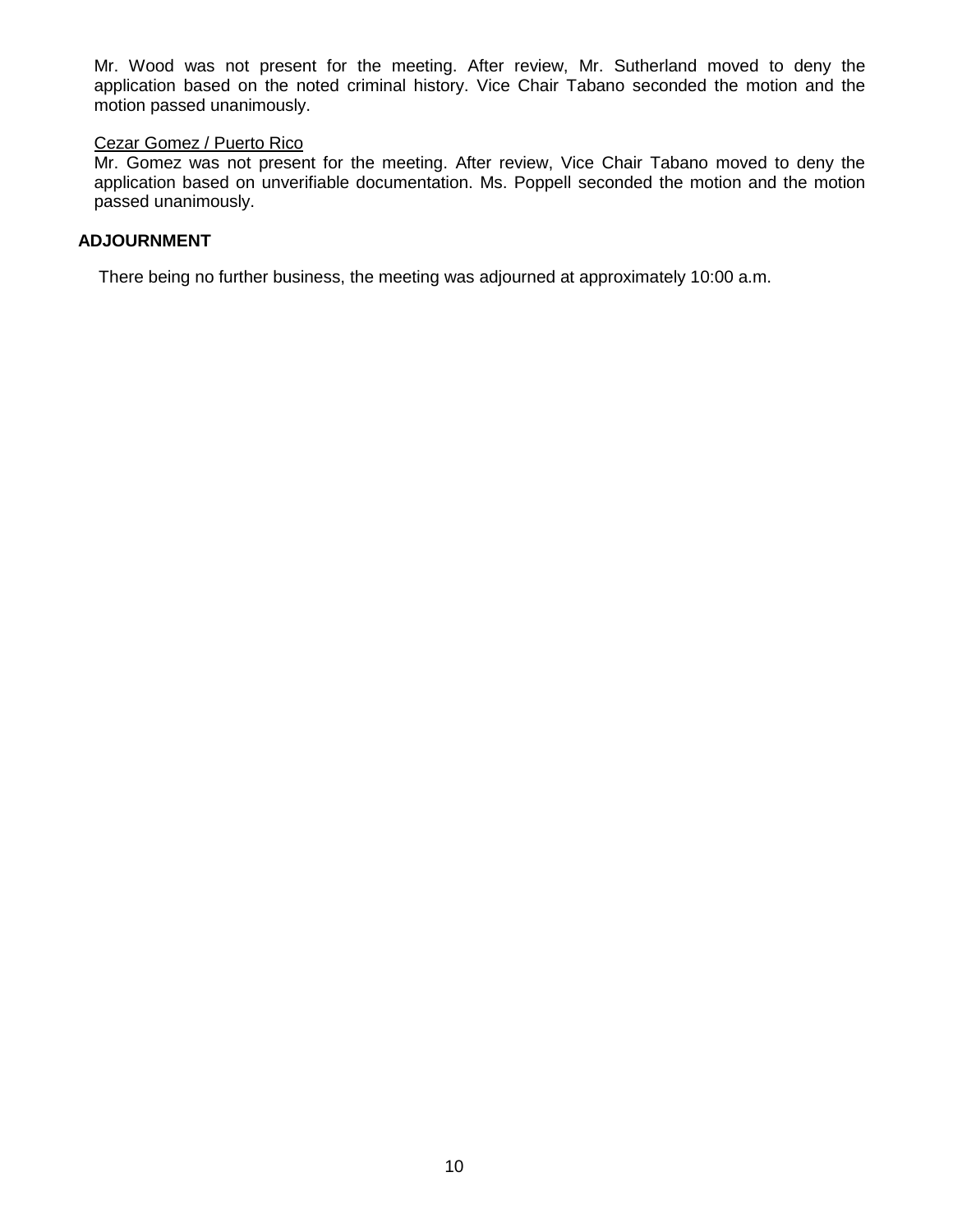Mr. Wood was not present for the meeting. After review, Mr. Sutherland moved to deny the application based on the noted criminal history. Vice Chair Tabano seconded the motion and the motion passed unanimously.

Cezar Gomez / Puerto Rico

Mr. Gomez was not present for the meeting. After review, Vice Chair Tabano moved to deny the application based on unverifiable documentation. Ms. Poppell seconded the motion and the motion passed unanimously.

## ADJOURNMENT

There being no further business, the meeting was adjourned at approximately 10:00 a.m.